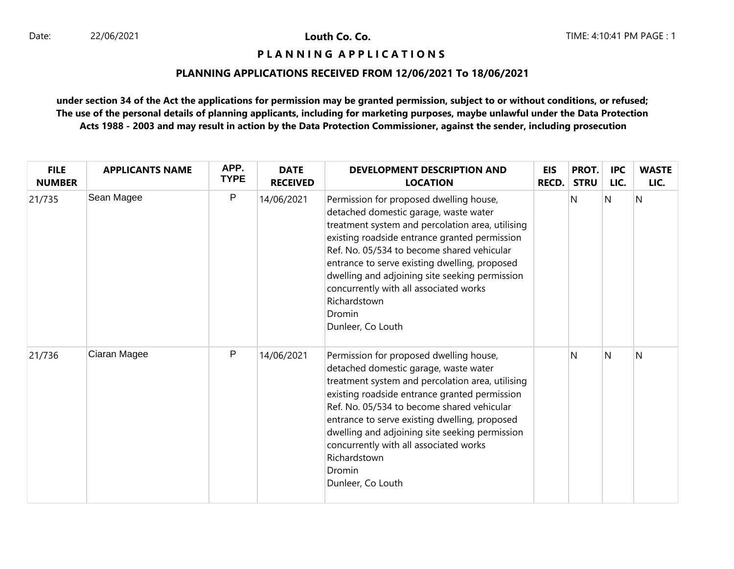# Louth Co. Co.

## P L A N N I N G A P P L I C A T I O N S

### PLANNING APPLICATIONS RECEIVED FROM 12/06/2021 To 18/06/2021

**under section 34 of the Act the applications for permission may be granted permission, subject to or without conditions, or refused; The use of the personal details of planning applicants, including for marketing purposes, maybe unlawful under the Data Protection Acts 1988 - 2003 and may result in action by the Data Protection Commissioner, against the sender, including prosecution**

| FILE NUMBER | APPLICANTS NAME | APP. TYPE | DATE RECEIVED | DEVELOPMENT DESCRIPTION AND LOCATION | EIS RECD. | PROT. STRU | IPC LIC. | WASTE LIC. |
|---|---|---|---|---|---|---|---|---|
| 21/735 | Sean Magee | P | 14/06/2021 | Permission for proposed dwelling house, detached domestic garage, waste water treatment system and percolation area, utilising existing roadside entrance granted permission Ref. No. 05/534 to become shared vehicular entrance to serve existing dwelling, proposed dwelling and adjoining site seeking permission concurrently with all associated works Richardstown Dromin Dunleer, Co Louth | | N | N | N |
| 21/736 | Ciaran Magee | P | 14/06/2021 | Permission for proposed dwelling house, detached domestic garage, waste water treatment system and percolation area, utilising existing roadside entrance granted permission Ref. No. 05/534 to become shared vehicular entrance to serve existing dwelling, proposed dwelling and adjoining site seeking permission concurrently with all associated works Richardstown Dromin Dunleer, Co Louth | | N | N | N |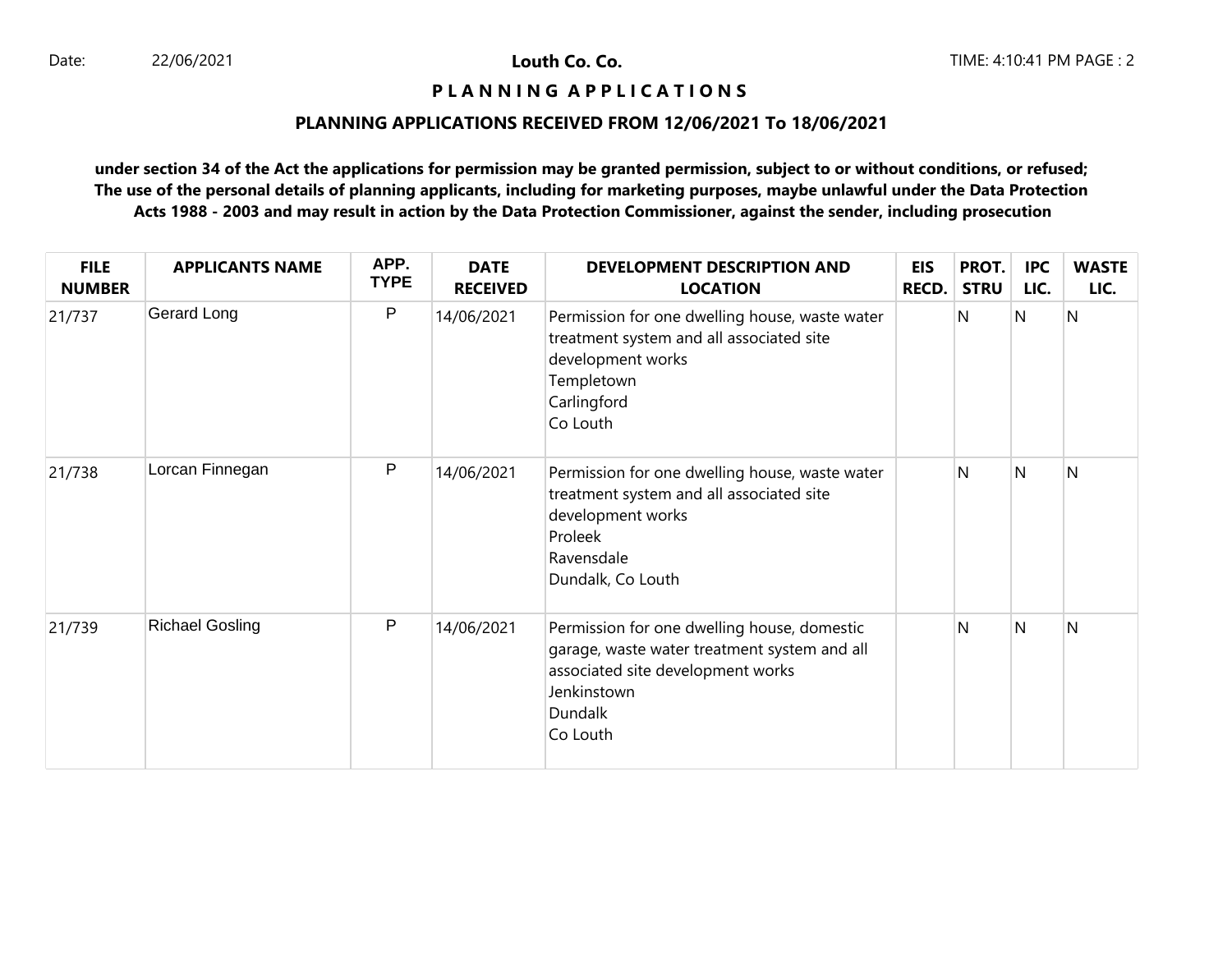**Louth Co. Co.**

**P L A N N I N G A P P L I C A T I O N S**

**PLANNING APPLICATIONS RECEIVED FROM 12/06/2021 To 18/06/2021**

**under section 34 of the Act the applications for permission may be granted permission, subject to or without conditions, or refused; The use of the personal details of planning applicants, including for marketing purposes, maybe unlawful under the Data Protection Acts 1988 - 2003 and may result in action by the Data Protection Commissioner, against the sender, including prosecution**

| FILE NUMBER | APPLICANTS NAME | APP. TYPE | DATE RECEIVED | DEVELOPMENT DESCRIPTION AND LOCATION | EIS RECD. | PROT. STRU | IPC LIC. | WASTE LIC. |
|---|---|---|---|---|---|---|---|---|
| 21/737 | Gerard Long | P | 14/06/2021 | Permission for one dwelling house, waste water treatment system and all associated site development works<br>Templetown<br>Carlingford<br>Co Louth | | N | N | N |
| 21/738 | Lorcan Finnegan | P | 14/06/2021 | Permission for one dwelling house, waste water treatment system and all associated site development works<br>Proleek<br>Ravensdale<br>Dundalk, Co Louth | | N | N | N |
| 21/739 | Richael Gosling | P | 14/06/2021 | Permission for one dwelling house, domestic garage, waste water treatment system and all associated site development works<br>Jenkinstown<br>Dundalk<br>Co Louth | | N | N | N |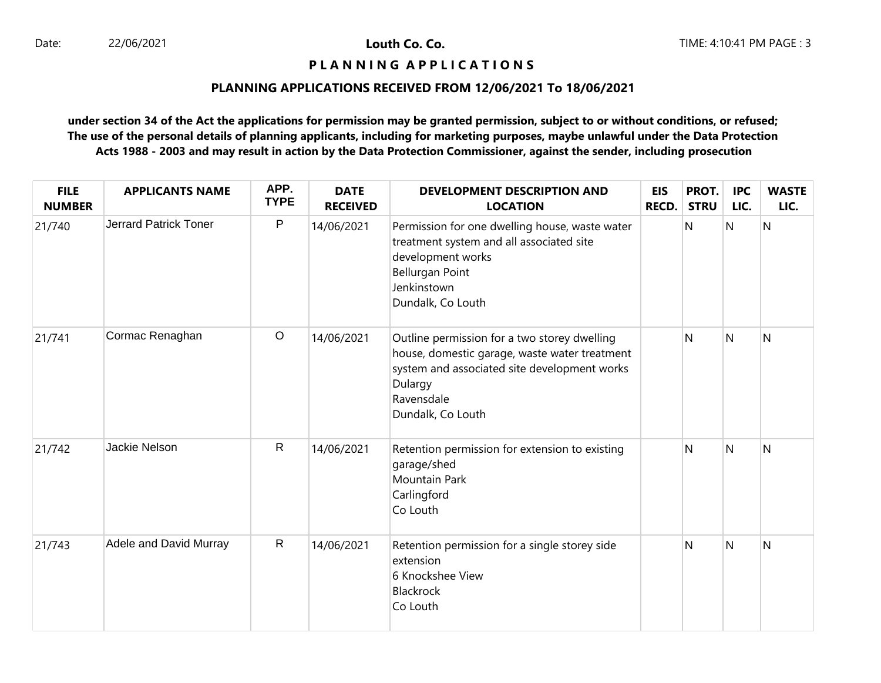**Louth Co. Co.**

**P L A N N I N G  A P P L I C A T I O N S**

**PLANNING APPLICATIONS RECEIVED FROM 12/06/2021 To 18/06/2021**

**under section 34 of the Act the applications for permission may be granted permission, subject to or without conditions, or refused; The use of the personal details of planning applicants, including for marketing purposes, maybe unlawful under the Data Protection Acts 1988 - 2003 and may result in action by the Data Protection Commissioner, against the sender, including prosecution**

| FILE NUMBER | APPLICANTS NAME | APP. TYPE | DATE RECEIVED | DEVELOPMENT DESCRIPTION AND LOCATION | EIS RECD. | PROT. STRU | IPC LIC. | WASTE LIC. |
|---|---|---|---|---|---|---|---|---|
| 21/740 | Jerrard Patrick Toner | P | 14/06/2021 | Permission for one dwelling house, waste water treatment system and all associated site development works<br>Bellurgan Point<br>Jenkinstown<br>Dundalk, Co Louth | | N | N | N |
| 21/741 | Cormac Renaghan | O | 14/06/2021 | Outline permission for a two storey dwelling house, domestic garage, waste water treatment system and associated site development works<br>Dulargy<br>Ravensdale<br>Dundalk, Co Louth | | N | N | N |
| 21/742 | Jackie Nelson | R | 14/06/2021 | Retention permission for extension to existing garage/shed<br>Mountain Park<br>Carlingford<br>Co Louth | | N | N | N |
| 21/743 | Adele and David Murray | R | 14/06/2021 | Retention permission for a single storey side extension<br>6 Knockshee View<br>Blackrock<br>Co Louth | | N | N | N |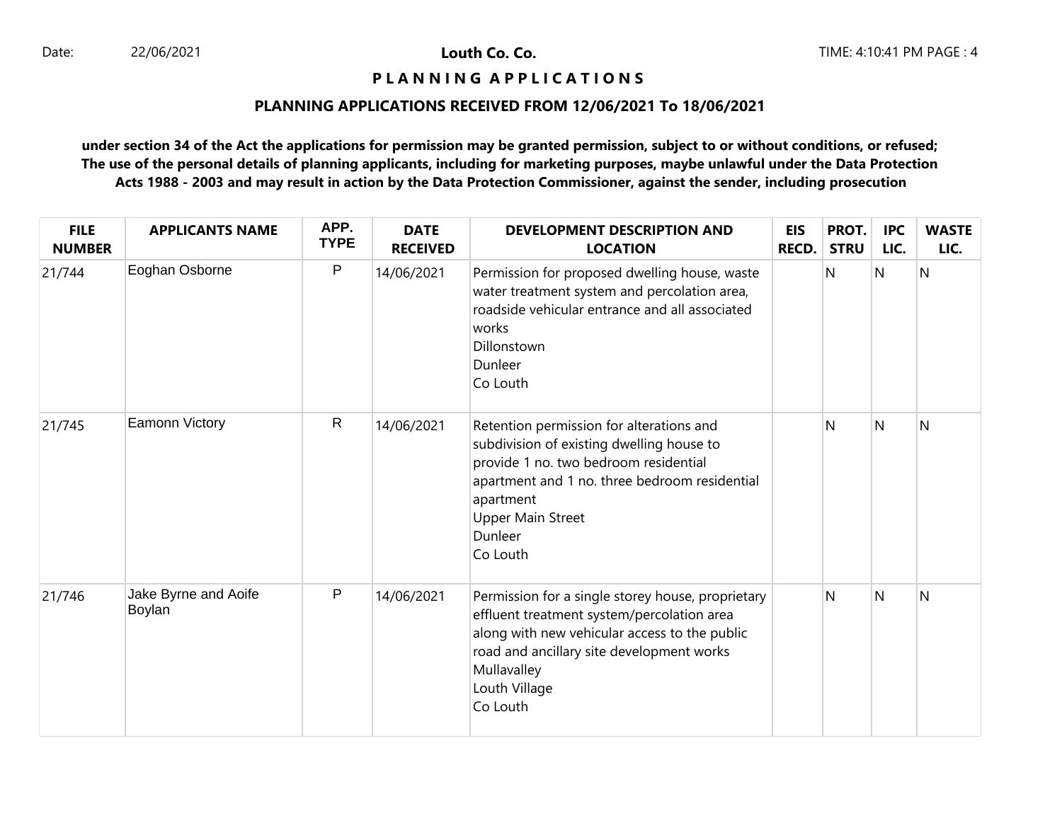**Louth Co. Co.**

**P L A N N I N G A P P L I C A T I O N S**

**PLANNING APPLICATIONS RECEIVED FROM 12/06/2021 To 18/06/2021**

**under section 34 of the Act the applications for permission may be granted permission, subject to or without conditions, or refused; The use of the personal details of planning applicants, including for marketing purposes, maybe unlawful under the Data Protection Acts 1988 - 2003 and may result in action by the Data Protection Commissioner, against the sender, including prosecution**

| FILE NUMBER | APPLICANTS NAME | APP. TYPE | DATE RECEIVED | DEVELOPMENT DESCRIPTION AND LOCATION | EIS RECD. | PROT. STRU | IPC LIC. | WASTE LIC. |
|---|---|---|---|---|---|---|---|---|
| 21/744 | Eoghan Osborne | P | 14/06/2021 | Permission for proposed dwelling house, waste water treatment system and percolation area, roadside vehicular entrance and all associated works Dillonstown Dunleer Co Louth | | N | N | N |
| 21/745 | Eamonn Victory | R | 14/06/2021 | Retention permission for alterations and subdivision of existing dwelling house to provide 1 no. two bedroom residential apartment and 1 no. three bedroom residential apartment Upper Main Street Dunleer Co Louth | | N | N | N |
| 21/746 | Jake Byrne and Aoife Boylan | P | 14/06/2021 | Permission for a single storey house, proprietary effluent treatment system/percolation area along with new vehicular access to the public road and ancillary site development works Mullavalley Louth Village Co Louth | | N | N | N |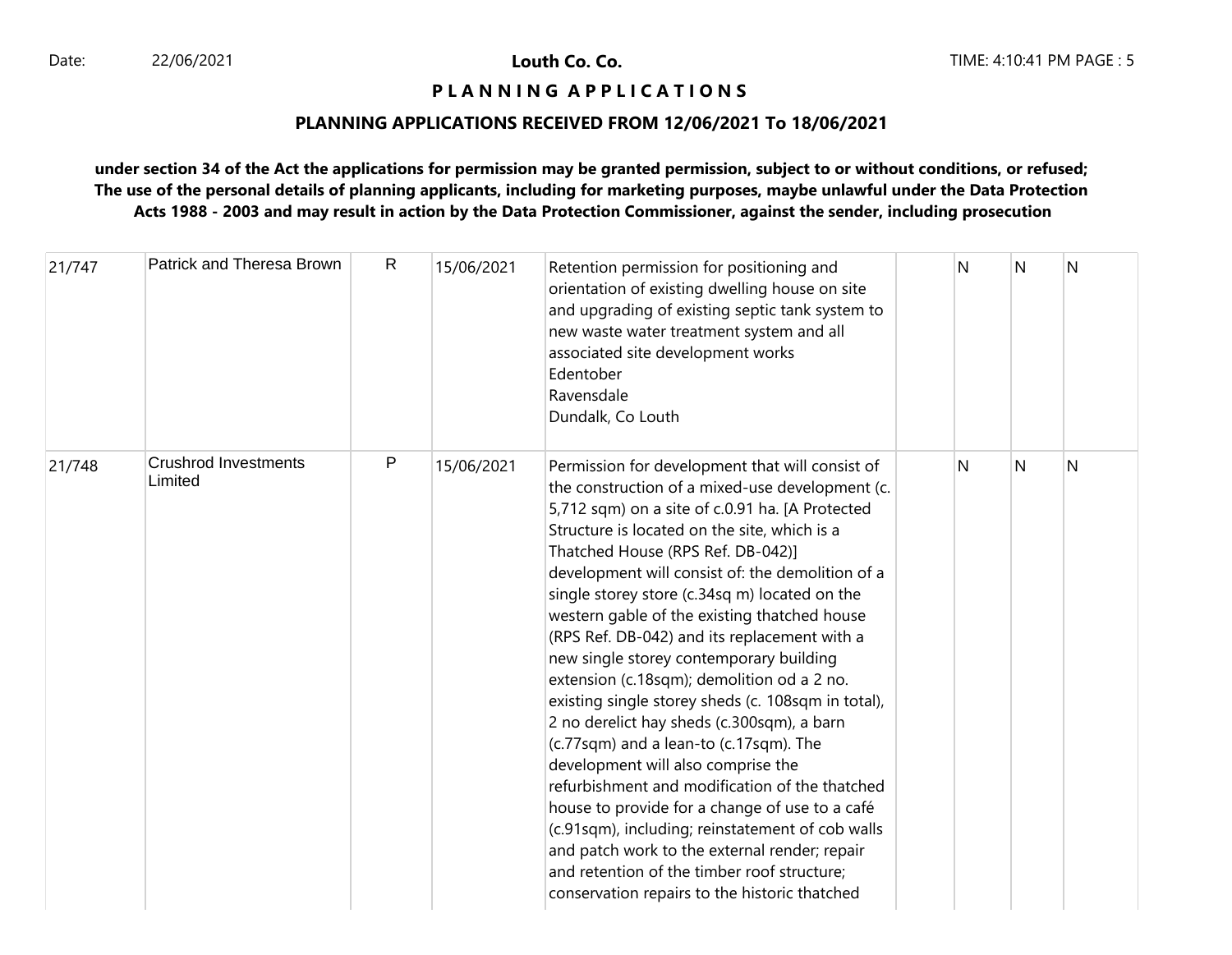**Louth Co. Co.**

**P L A N N I N G A P P L I C A T I O N S**

**PLANNING APPLICATIONS RECEIVED FROM 12/06/2021 To 18/06/2021**

**under section 34 of the Act the applications for permission may be granted permission, subject to or without conditions, or refused; The use of the personal details of planning applicants, including for marketing purposes, maybe unlawful under the Data Protection Acts 1988 - 2003 and may result in action by the Data Protection Commissioner, against the sender, including prosecution**

| | | | | | | | | |
|---|---|---|---|---|---|---|---|---|
| 21/747 | Patrick and Theresa Brown | R | 15/06/2021 | Retention permission for positioning and orientation of existing dwelling house on site and upgrading of existing septic tank system to new waste water treatment system and all associated site development works<br>Edentober<br>Ravensdale<br>Dundalk, Co Louth | | N | N | N |
| 21/748 | Crushrod Investments Limited | P | 15/06/2021 | Permission for development that will consist of the construction of a mixed-use development (c. 5,712 sqm) on a site of c.0.91 ha. [A Protected Structure is located on the site, which is a Thatched House (RPS Ref. DB-042)] development will consist of: the demolition of a single storey store (c.34sq m) located on the western gable of the existing thatched house (RPS Ref. DB-042) and its replacement with a new single storey contemporary building extension (c.18sqm); demolition od a 2 no. existing single storey sheds (c. 108sqm in total), 2 no derelict hay sheds (c.300sqm), a barn (c.77sqm) and a lean-to (c.17sqm). The development will also comprise the refurbishment and modification of the thatched house to provide for a change of use to a café (c.91sqm), including; reinstatement of cob walls and patch work to the external render; repair and retention of the timber roof structure; conservation repairs to the historic thatched | | N | N | N |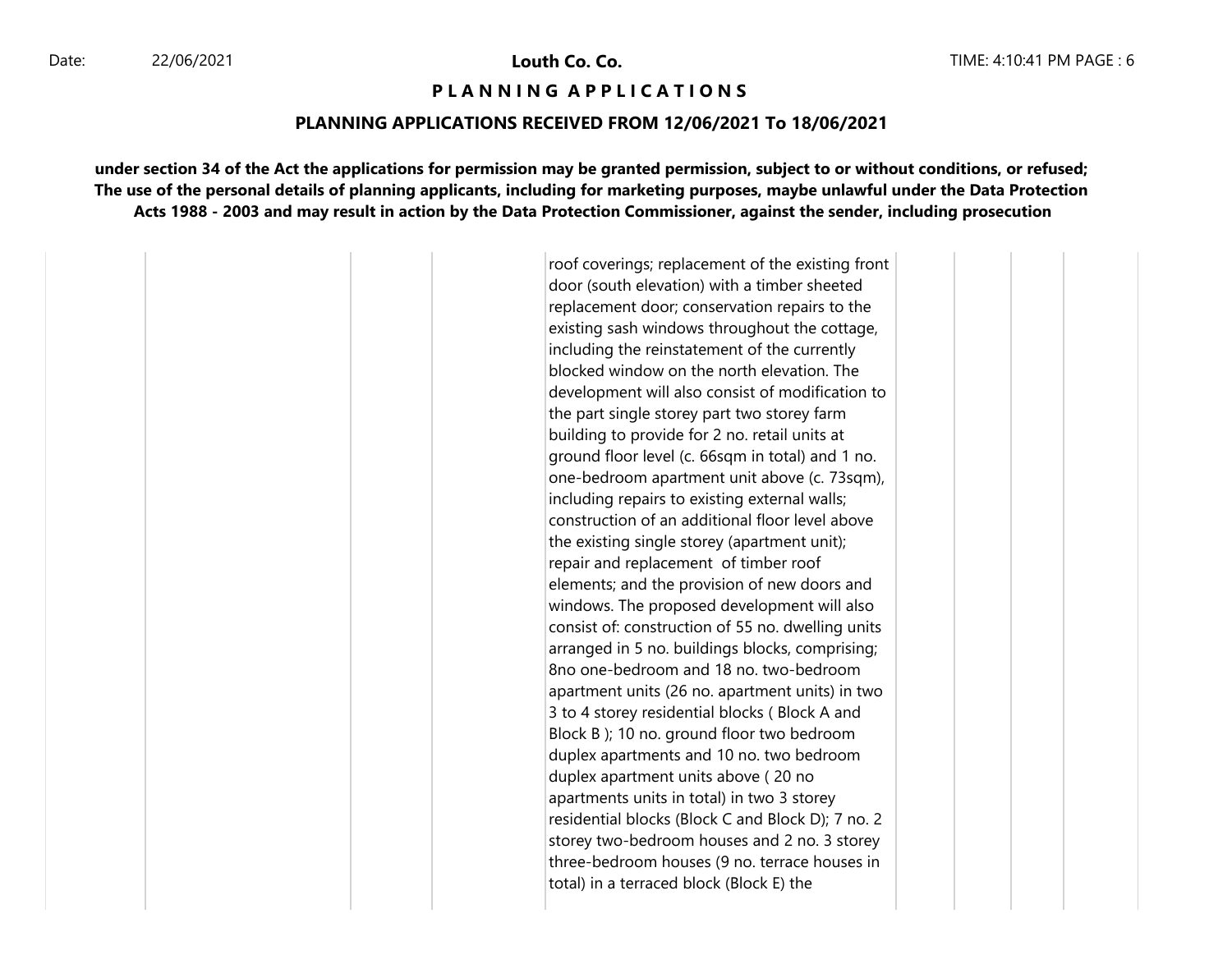**Louth Co. Co.**

**P L A N N I N G A P P L I C A T I O N S**

**PLANNING APPLICATIONS RECEIVED FROM 12/06/2021 To 18/06/2021**

**under section 34 of the Act the applications for permission may be granted permission, subject to or without conditions, or refused; The use of the personal details of planning applicants, including for marketing purposes, maybe unlawful under the Data Protection Acts 1988 - 2003 and may result in action by the Data Protection Commissioner, against the sender, including prosecution**

| | | | | | | | | |
|---|---|---|---|---|---|---|---|---|
| | | | | roof coverings; replacement of the existing front door (south elevation) with a timber sheeted replacement door; conservation repairs to the existing sash windows throughout the cottage, including the reinstatement of the currently blocked window on the north elevation. The development will also consist of modification to the part single storey part two storey farm building to provide for 2 no. retail units at ground floor level (c. 66sqm in total) and 1 no. one-bedroom apartment unit above (c. 73sqm), including repairs to existing external walls; construction of an additional floor level above the existing single storey (apartment unit); repair and replacement of timber roof elements; and the provision of new doors and windows. The proposed development will also consist of: construction of 55 no. dwelling units arranged in 5 no. buildings blocks, comprising; 8no one-bedroom and 18 no. two-bedroom apartment units (26 no. apartment units) in two 3 to 4 storey residential blocks ( Block A and Block B ); 10 no. ground floor two bedroom duplex apartments and 10 no. two bedroom duplex apartment units above ( 20 no apartments units in total) in two 3 storey residential blocks (Block C and Block D); 7 no. 2 storey two-bedroom houses and 2 no. 3 storey three-bedroom houses (9 no. terrace houses in total) in a terraced block (Block E) the | | | | |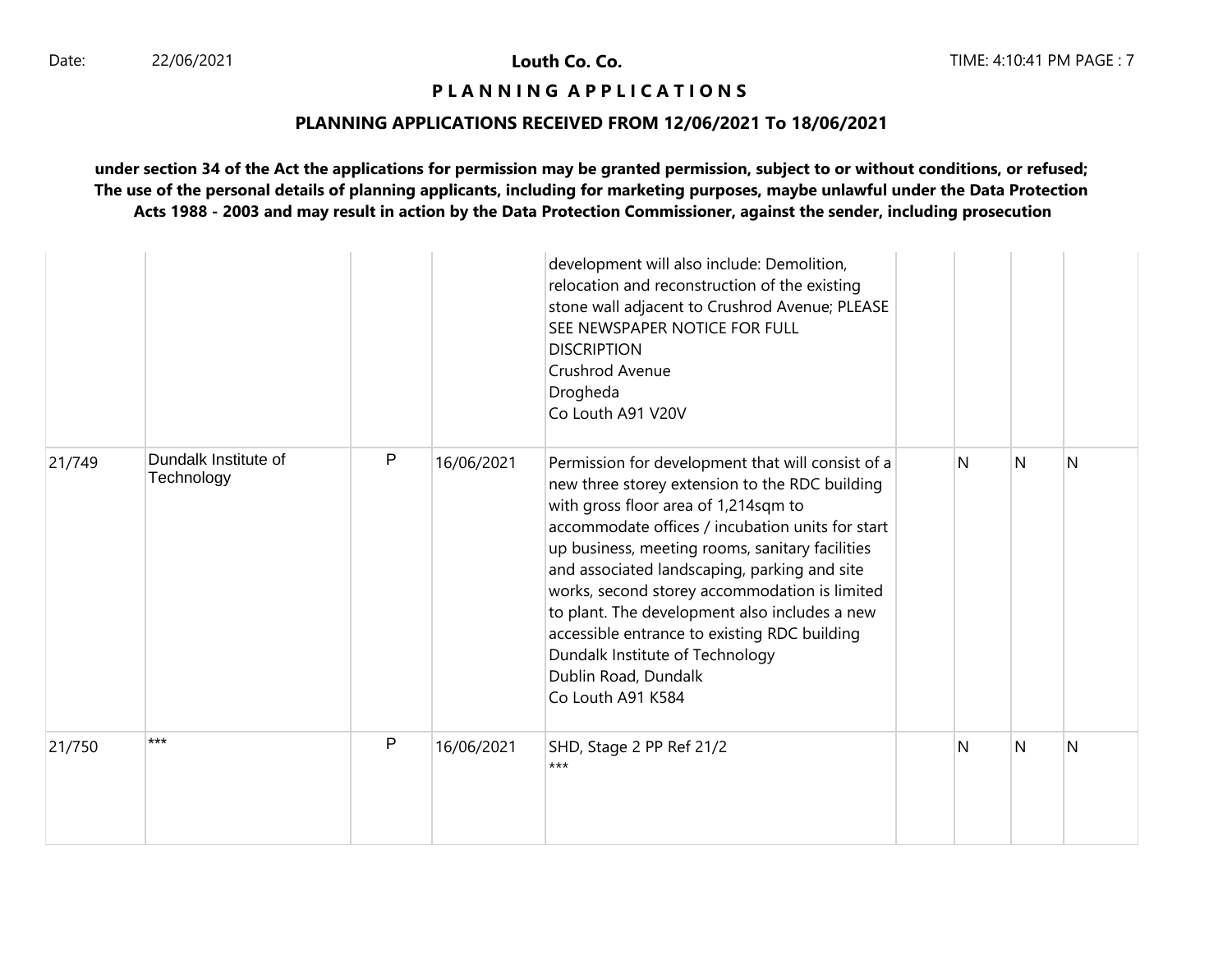**Louth Co. Co.**

**P L A N N I N G A P P L I C A T I O N S**

**PLANNING APPLICATIONS RECEIVED FROM 12/06/2021 To 18/06/2021**

**under section 34 of the Act the applications for permission may be granted permission, subject to or without conditions, or refused; The use of the personal details of planning applicants, including for marketing purposes, maybe unlawful under the Data Protection Acts 1988 - 2003 and may result in action by the Data Protection Commissioner, against the sender, including prosecution**

| | | | | | | | | |
|---|---|---|---|---|---|---|---|---|
| | | | | development will also include: Demolition, relocation and reconstruction of the existing stone wall adjacent to Crushrod Avenue; PLEASE SEE NEWSPAPER NOTICE FOR FULL DISCRIPTION<br>Crushrod Avenue<br>Drogheda<br>Co Louth A91 V20V | | | | |
| 21/749 | Dundalk Institute of Technology | P | 16/06/2021 | Permission for development that will consist of a new three storey extension to the RDC building with gross floor area of 1,214sqm to accommodate offices / incubation units for start up business, meeting rooms, sanitary facilities and associated landscaping, parking and site works, second storey accommodation is limited to plant. The development also includes a new accessible entrance to existing RDC building<br>Dundalk Institute of Technology<br>Dublin Road, Dundalk<br>Co Louth A91 K584 | | N | N | N |
| 21/750 | *** | P | 16/06/2021 | SHD, Stage 2 PP Ref 21/2<br>*** | | N | N | N |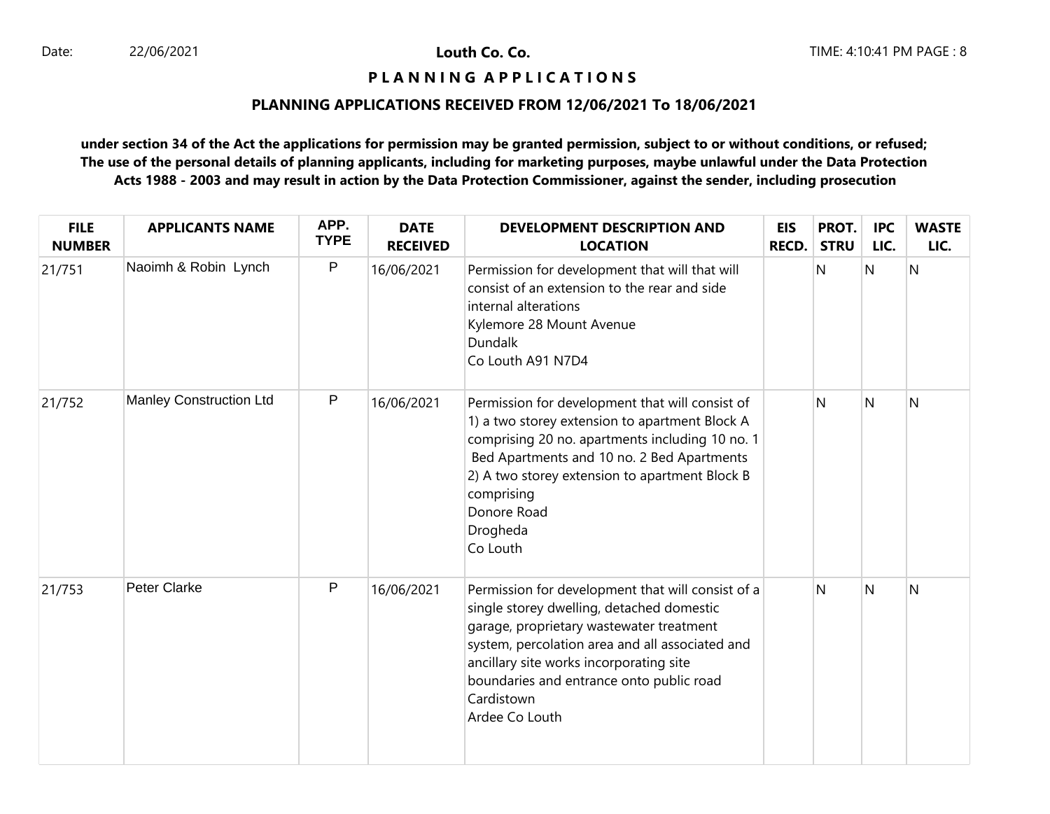**Louth Co. Co.**

**P L A N N I N G A P P L I C A T I O N S**

**PLANNING APPLICATIONS RECEIVED FROM 12/06/2021 To 18/06/2021**

**under section 34 of the Act the applications for permission may be granted permission, subject to or without conditions, or refused; The use of the personal details of planning applicants, including for marketing purposes, maybe unlawful under the Data Protection Acts 1988 - 2003 and may result in action by the Data Protection Commissioner, against the sender, including prosecution**

| FILE NUMBER | APPLICANTS NAME | APP. TYPE | DATE RECEIVED | DEVELOPMENT DESCRIPTION AND LOCATION | EIS RECD. | PROT. STRU | IPC LIC. | WASTE LIC. |
|---|---|---|---|---|---|---|---|---|
| 21/751 | Naoimh & Robin Lynch | P | 16/06/2021 | Permission for development that will that will consist of an extension to the rear and side internal alterations<br>Kylemore 28 Mount Avenue<br>Dundalk<br>Co Louth A91 N7D4 | | N | N | N |
| 21/752 | Manley Construction Ltd | P | 16/06/2021 | Permission for development that will consist of 1) a two storey extension to apartment Block A comprising 20 no. apartments including 10 no. 1 Bed Apartments and 10 no. 2 Bed Apartments 2) A two storey extension to apartment Block B comprising<br>Donore Road<br>Drogheda<br>Co Louth | | N | N | N |
| 21/753 | Peter Clarke | P | 16/06/2021 | Permission for development that will consist of a single storey dwelling, detached domestic garage, proprietary wastewater treatment system, percolation area and all associated and ancillary site works incorporating site boundaries and entrance onto public road<br>Cardistown<br>Ardee Co Louth | | N | N | N |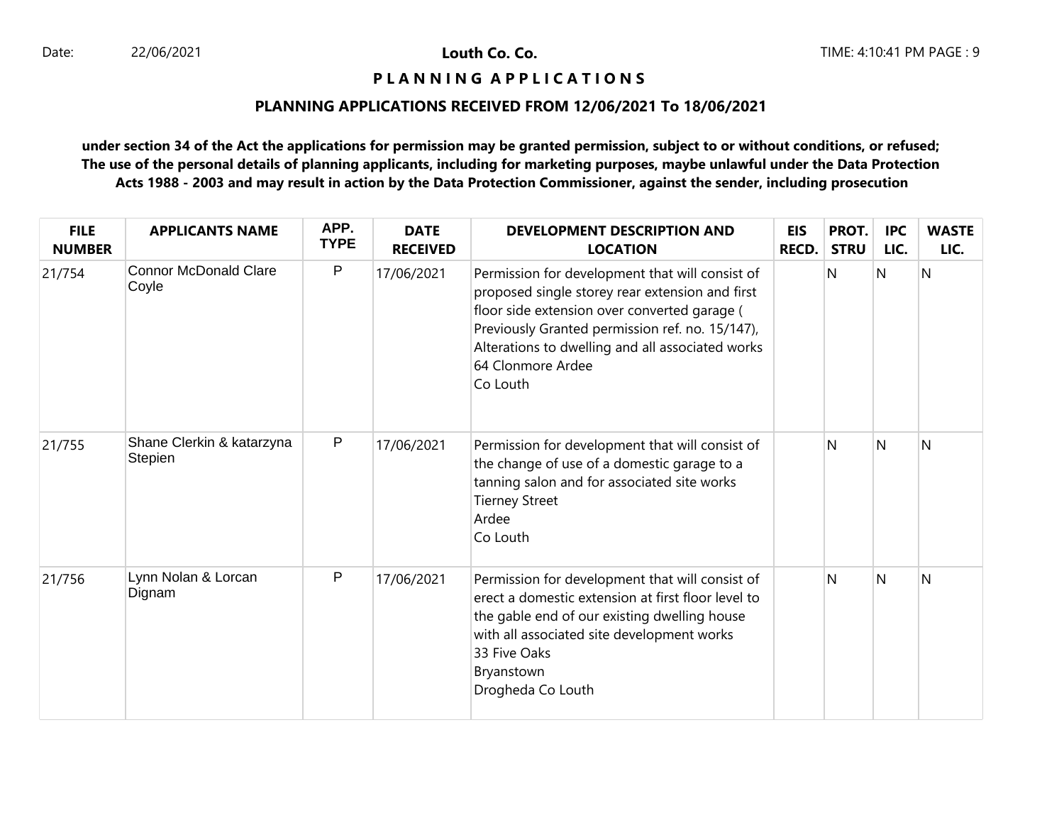**Louth Co. Co.**

**P L A N N I N G  A P P L I C A T I O N S**

**PLANNING APPLICATIONS RECEIVED FROM 12/06/2021 To 18/06/2021**

**under section 34 of the Act the applications for permission may be granted permission, subject to or without conditions, or refused; The use of the personal details of planning applicants, including for marketing purposes, maybe unlawful under the Data Protection Acts 1988 - 2003 and may result in action by the Data Protection Commissioner, against the sender, including prosecution**

| FILE NUMBER | APPLICANTS NAME | APP. TYPE | DATE RECEIVED | DEVELOPMENT DESCRIPTION AND LOCATION | EIS RECD. | PROT. STRU | IPC LIC. | WASTE LIC. |
|---|---|---|---|---|---|---|---|---|
| 21/754 | Connor McDonald Clare Coyle | P | 17/06/2021 | Permission for development that will consist of proposed single storey rear extension and first floor side extension over converted garage ( Previously Granted permission ref. no. 15/147), Alterations to dwelling and all associated works 64 Clonmore Ardee Co Louth | | N | N | N |
| 21/755 | Shane Clerkin & katarzyna Stepien | P | 17/06/2021 | Permission for development that will consist of the change of use of a domestic garage to a tanning salon and for associated site works Tierney Street Ardee Co Louth | | N | N | N |
| 21/756 | Lynn Nolan & Lorcan Dignam | P | 17/06/2021 | Permission for development that will consist of erect a domestic extension at first floor level to the gable end of our existing dwelling house with all associated site development works 33 Five Oaks Bryanstown Drogheda Co Louth | | N | N | N |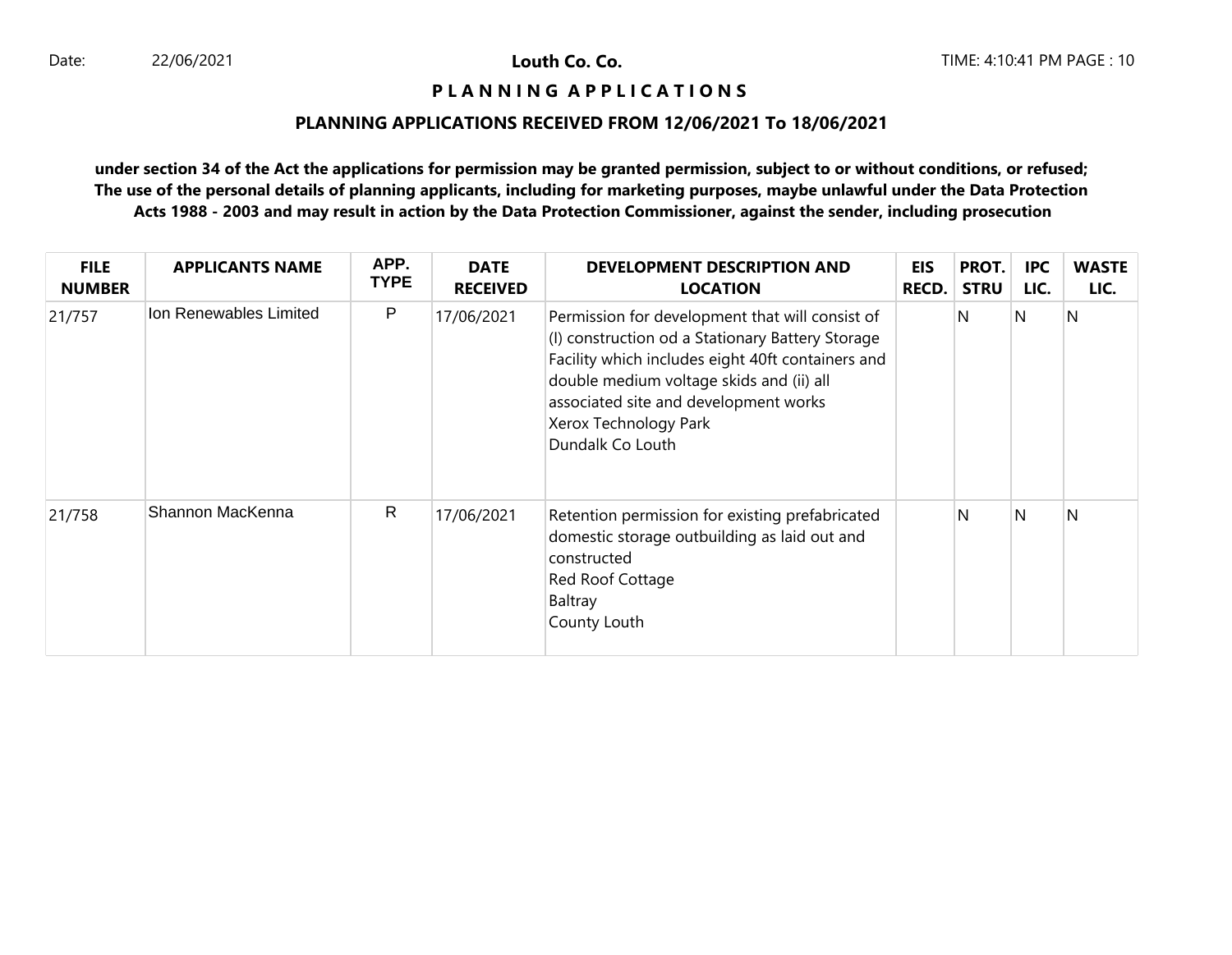**Louth Co. Co.**

**P L A N N I N G  A P P L I C A T I O N S**

**PLANNING APPLICATIONS RECEIVED FROM 12/06/2021 To 18/06/2021**

**under section 34 of the Act the applications for permission may be granted permission, subject to or without conditions, or refused; The use of the personal details of planning applicants, including for marketing purposes, maybe unlawful under the Data Protection Acts 1988 - 2003 and may result in action by the Data Protection Commissioner, against the sender, including prosecution**

| FILE NUMBER | APPLICANTS NAME | APP. TYPE | DATE RECEIVED | DEVELOPMENT DESCRIPTION AND LOCATION | EIS RECD. | PROT. STRU | IPC LIC. | WASTE LIC. |
|---|---|---|---|---|---|---|---|---|
| 21/757 | Ion Renewables Limited | P | 17/06/2021 | Permission for development that will consist of (I) construction od a Stationary Battery Storage Facility which includes eight 40ft containers and double medium voltage skids and (ii) all associated site and development works<br>Xerox Technology Park<br>Dundalk Co Louth | | N | N | N |
| 21/758 | Shannon MacKenna | R | 17/06/2021 | Retention permission for existing prefabricated domestic storage outbuilding as laid out and constructed<br>Red Roof Cottage<br>Baltray<br>County Louth | | N | N | N |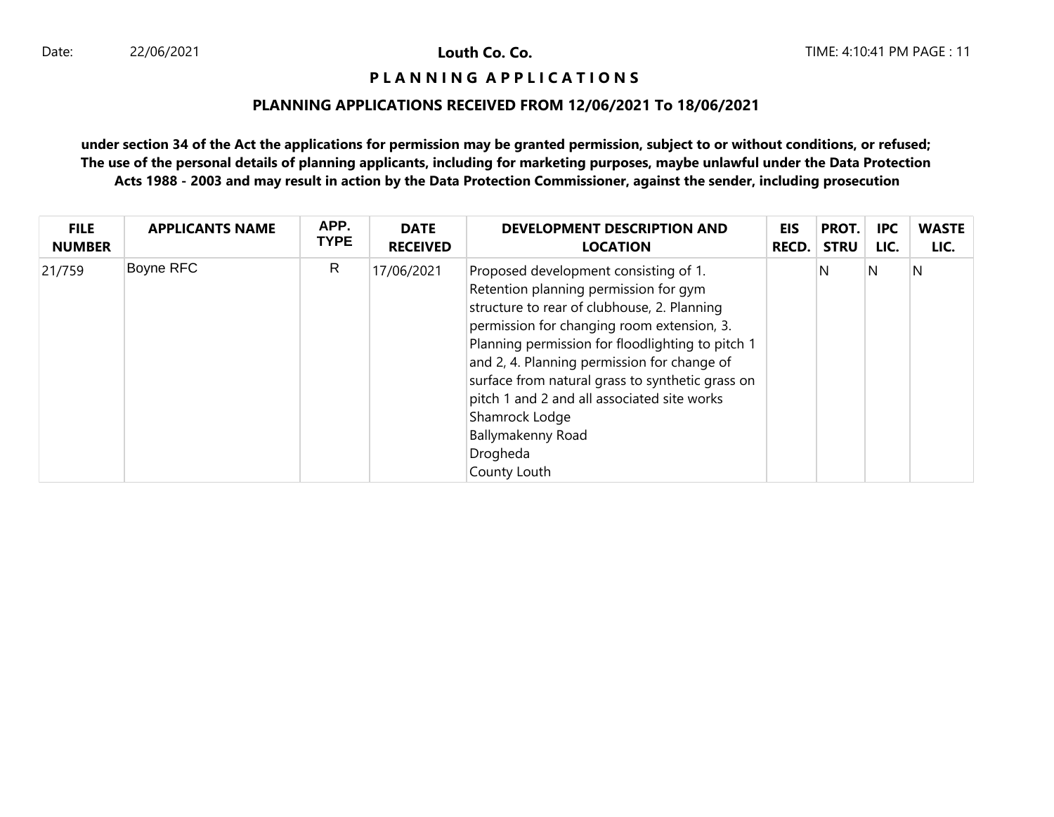**Louth Co. Co.**

**P L A N N I N G A P P L I C A T I O N S**

**PLANNING APPLICATIONS RECEIVED FROM 12/06/2021 To 18/06/2021**

**under section 34 of the Act the applications for permission may be granted permission, subject to or without conditions, or refused; The use of the personal details of planning applicants, including for marketing purposes, maybe unlawful under the Data Protection Acts 1988 - 2003 and may result in action by the Data Protection Commissioner, against the sender, including prosecution**

| FILE NUMBER | APPLICANTS NAME | APP. TYPE | DATE RECEIVED | DEVELOPMENT DESCRIPTION AND LOCATION | EIS RECD. | PROT. STRU | IPC LIC. | WASTE LIC. |
|---|---|---|---|---|---|---|---|---|
| 21/759 | Boyne RFC | R | 17/06/2021 | Proposed development consisting of 1. Retention planning permission for gym structure to rear of clubhouse, 2. Planning permission for changing room extension, 3. Planning permission for floodlighting to pitch 1 and 2, 4. Planning permission for change of surface from natural grass to synthetic grass on pitch 1 and 2 and all associated site works Shamrock Lodge Ballymakenny Road Drogheda County Louth | | N | N | N |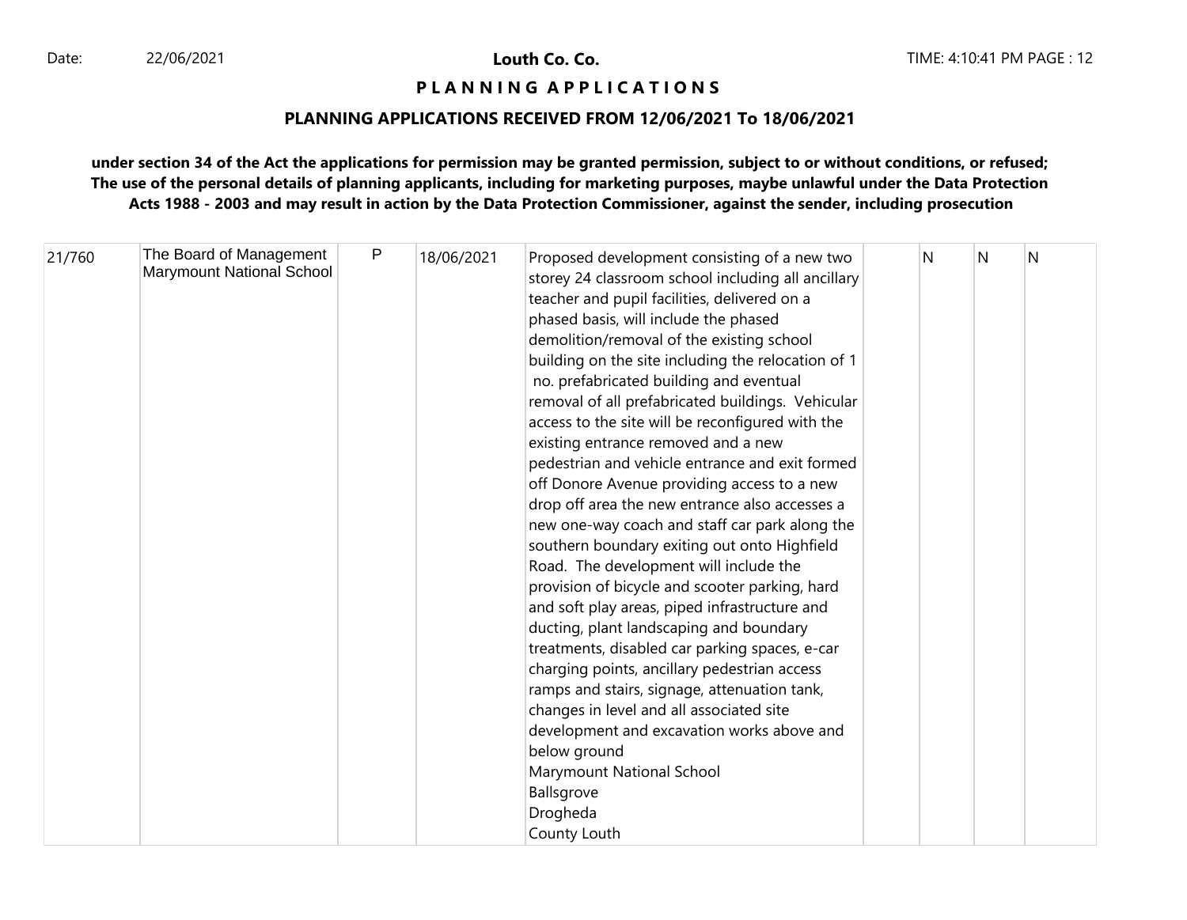Date: 22/06/2021

**Louth Co. Co.**

TIME: 4:10:41 PM PAGE : 12

## P L A N N I N G  A P P L I C A T I O N S

### PLANNING APPLICATIONS RECEIVED FROM 12/06/2021 To 18/06/2021

**under section 34 of the Act the applications for permission may be granted permission, subject to or without conditions, or refused; The use of the personal details of planning applicants, including for marketing purposes, maybe unlawful under the Data Protection Acts 1988 - 2003 and may result in action by the Data Protection Commissioner, against the sender, including prosecution**

| | | | | | | | | |
|---|---|---|---|---|---|---|---|---|
| 21/760 | The Board of Management Marymount National School | P | 18/06/2021 | Proposed development consisting of a new two storey 24 classroom school including all ancillary teacher and pupil facilities, delivered on a phased basis, will include the phased demolition/removal of the existing school building on the site including the relocation of 1 no. prefabricated building and eventual removal of all prefabricated buildings. Vehicular access to the site will be reconfigured with the existing entrance removed and a new pedestrian and vehicle entrance and exit formed off Donore Avenue providing access to a new drop off area the new entrance also accesses a new one-way coach and staff car park along the southern boundary exiting out onto Highfield Road. The development will include the provision of bicycle and scooter parking, hard and soft play areas, piped infrastructure and ducting, plant landscaping and boundary treatments, disabled car parking spaces, e-car charging points, ancillary pedestrian access ramps and stairs, signage, attenuation tank, changes in level and all associated site development and excavation works above and below ground<br>Marymount National School<br>Ballsgrove<br>Drogheda<br>County Louth | | N | N | N |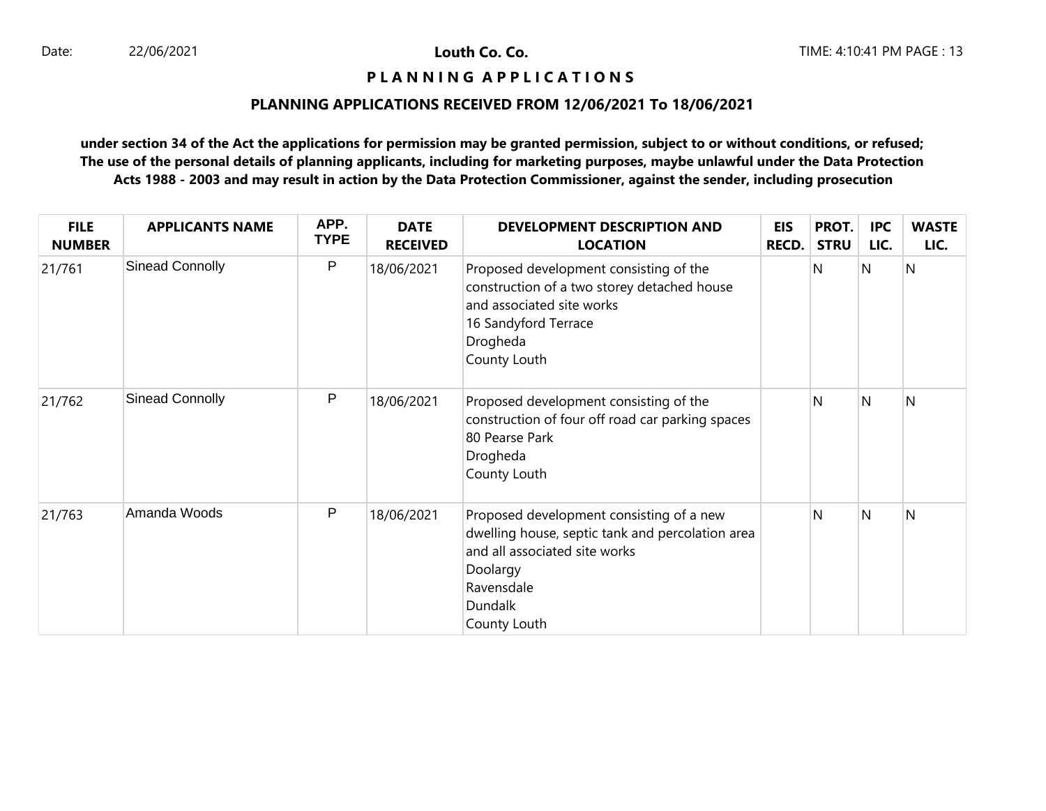**Louth Co. Co.**

**P L A N N I N G A P P L I C A T I O N S**

**PLANNING APPLICATIONS RECEIVED FROM 12/06/2021 To 18/06/2021**

**under section 34 of the Act the applications for permission may be granted permission, subject to or without conditions, or refused; The use of the personal details of planning applicants, including for marketing purposes, maybe unlawful under the Data Protection Acts 1988 - 2003 and may result in action by the Data Protection Commissioner, against the sender, including prosecution**

| FILE NUMBER | APPLICANTS NAME | APP. TYPE | DATE RECEIVED | DEVELOPMENT DESCRIPTION AND LOCATION | EIS RECD. | PROT. STRU | IPC LIC. | WASTE LIC. |
|---|---|---|---|---|---|---|---|---|
| 21/761 | Sinead Connolly | P | 18/06/2021 | Proposed development consisting of the construction of a two storey detached house and associated site works<br>16 Sandyford Terrace<br>Drogheda<br>County Louth | | N | N | N |
| 21/762 | Sinead Connolly | P | 18/06/2021 | Proposed development consisting of the construction of four off road car parking spaces<br>80 Pearse Park<br>Drogheda<br>County Louth | | N | N | N |
| 21/763 | Amanda Woods | P | 18/06/2021 | Proposed development consisting of a new dwelling house, septic tank and percolation area and all associated site works<br>Doolargy<br>Ravensdale<br>Dundalk<br>County Louth | | N | N | N |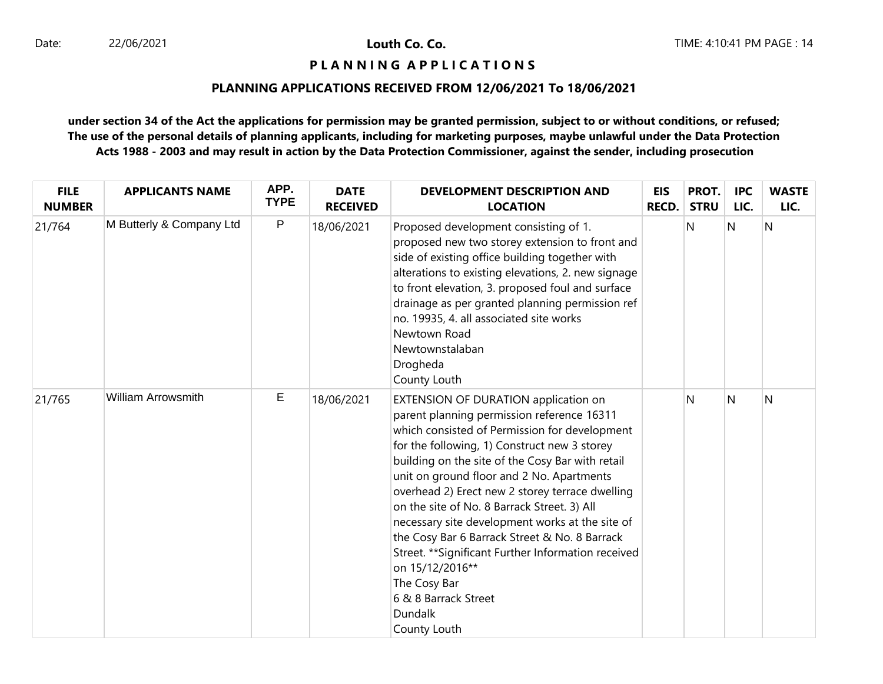**Louth Co. Co.**

# P L A N N I N G   A P P L I C A T I O N S

## PLANNING APPLICATIONS RECEIVED FROM 12/06/2021 To 18/06/2021

**under section 34 of the Act the applications for permission may be granted permission, subject to or without conditions, or refused; The use of the personal details of planning applicants, including for marketing purposes, maybe unlawful under the Data Protection Acts 1988 - 2003 and may result in action by the Data Protection Commissioner, against the sender, including prosecution**

| FILE NUMBER | APPLICANTS NAME | APP. TYPE | DATE RECEIVED | DEVELOPMENT DESCRIPTION AND LOCATION | EIS RECD. | PROT. STRU | IPC LIC. | WASTE LIC. |
|---|---|---|---|---|---|---|---|---|
| 21/764 | M Butterly & Company Ltd | P | 18/06/2021 | Proposed development consisting of 1. proposed new two storey extension to front and side of existing office building together with alterations to existing elevations, 2. new signage to front elevation, 3. proposed foul and surface drainage as per granted planning permission ref no. 19935, 4. all associated site works Newtown Road Newtownstalaban Drogheda County Louth | | N | N | N |
| 21/765 | William Arrowsmith | E | 18/06/2021 | EXTENSION OF DURATION application on parent planning permission reference 16311 which consisted of Permission for development for the following, 1) Construct new 3 storey building on the site of the Cosy Bar with retail unit on ground floor and 2 No. Apartments overhead 2) Erect new 2 storey terrace dwelling on the site of No. 8 Barrack Street. 3) All necessary site development works at the site of the Cosy Bar 6 Barrack Street & No. 8 Barrack Street. **Significant Further Information received on 15/12/2016** The Cosy Bar 6 & 8 Barrack Street Dundalk County Louth | | N | N | N |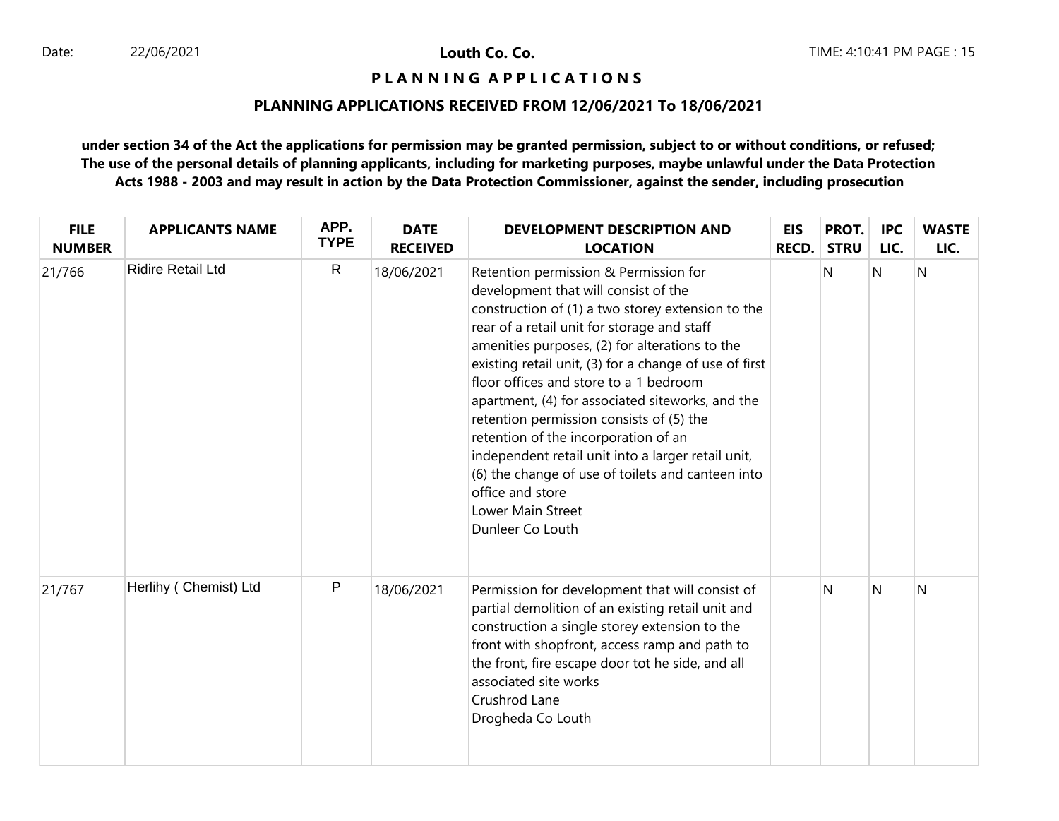# Louth Co. Co.

## P L A N N I N G   A P P L I C A T I O N S

### PLANNING APPLICATIONS RECEIVED FROM 12/06/2021 To 18/06/2021

**under section 34 of the Act the applications for permission may be granted permission, subject to or without conditions, or refused; The use of the personal details of planning applicants, including for marketing purposes, maybe unlawful under the Data Protection Acts 1988 - 2003 and may result in action by the Data Protection Commissioner, against the sender, including prosecution**

| FILE NUMBER | APPLICANTS NAME | APP. TYPE | DATE RECEIVED | DEVELOPMENT DESCRIPTION AND LOCATION | EIS RECD. | PROT. STRU | IPC LIC. | WASTE LIC. |
|---|---|---|---|---|---|---|---|---|
| 21/766 | Ridire Retail Ltd | R | 18/06/2021 | Retention permission & Permission for development that will consist of the construction of (1) a two storey extension to the rear of a retail unit for storage and staff amenities purposes, (2) for alterations to the existing retail unit, (3) for a change of use of first floor offices and store to a 1 bedroom apartment, (4) for associated siteworks, and the retention permission consists of (5) the retention of the incorporation of an independent retail unit into a larger retail unit, (6) the change of use of toilets and canteen into office and store<br>Lower Main Street<br>Dunleer Co Louth | | N | N | N |
| 21/767 | Herlihy ( Chemist) Ltd | P | 18/06/2021 | Permission for development that will consist of partial demolition of an existing retail unit and construction a single storey extension to the front with shopfront, access ramp and path to the front, fire escape door tot he side, and all associated site works<br>Crushrod Lane<br>Drogheda Co Louth | | N | N | N |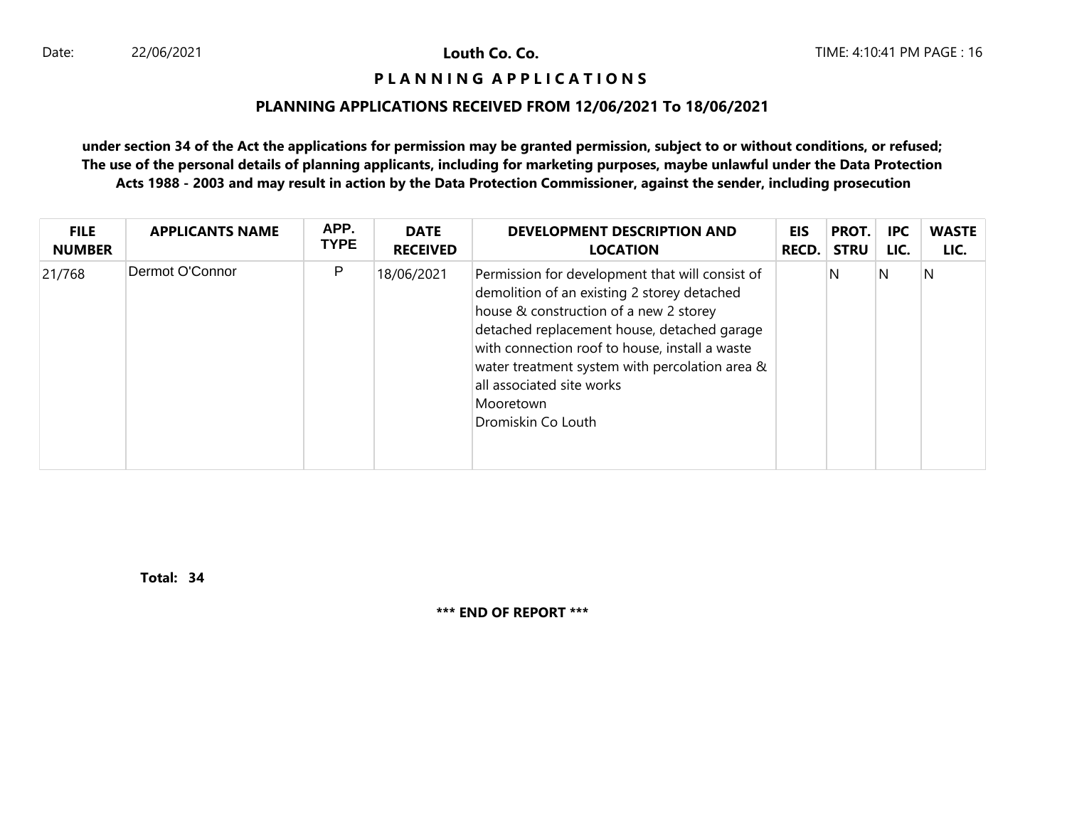Louth Co. Co.

**P L A N N I N G A P P L I C A T I O N S**

**PLANNING APPLICATIONS RECEIVED FROM 12/06/2021 To 18/06/2021**

**under section 34 of the Act the applications for permission may be granted permission, subject to or without conditions, or refused; The use of the personal details of planning applicants, including for marketing purposes, maybe unlawful under the Data Protection Acts 1988 - 2003 and may result in action by the Data Protection Commissioner, against the sender, including prosecution**

| FILE NUMBER | APPLICANTS NAME | APP. TYPE | DATE RECEIVED | DEVELOPMENT DESCRIPTION AND LOCATION | EIS RECD. | PROT. STRU | IPC LIC. | WASTE LIC. |
|---|---|---|---|---|---|---|---|---|
| 21/768 | Dermot O'Connor | P | 18/06/2021 | Permission for development that will consist of demolition of an existing 2 storey detached house & construction of a new 2 storey detached replacement house, detached garage with connection roof to house, install a waste water treatment system with percolation area & all associated site works<br>Mooretown<br>Dromiskin Co Louth | | N | N | N |

**Total: 34**

**\*\*\* END OF REPORT \*\*\***